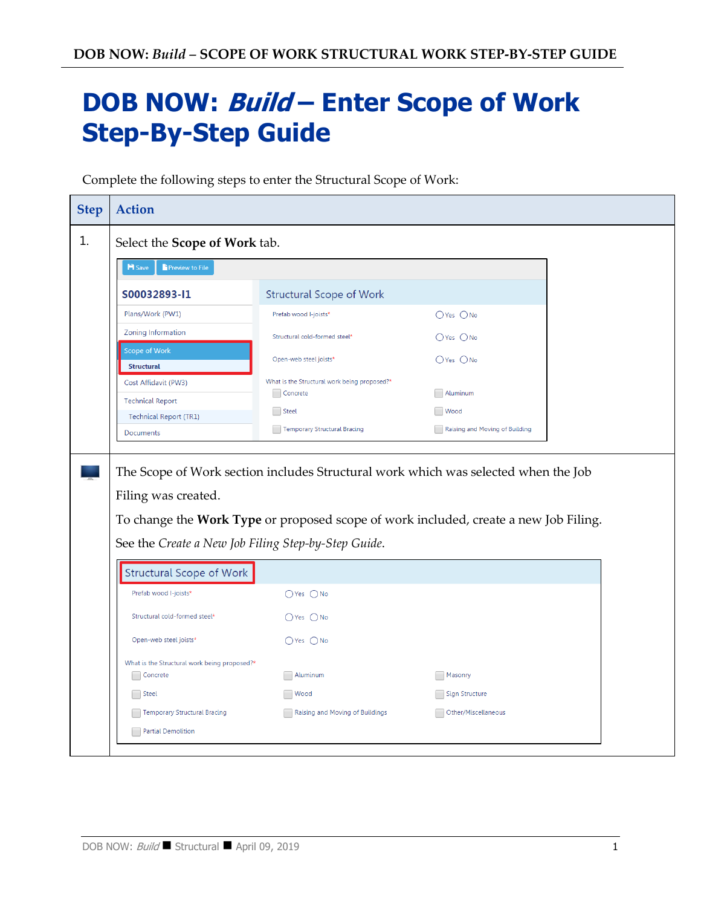# DOB NOW: *Build* – Enter Scope of Work Step-By-Step Guide

Complete the following steps to enter the Structural Scope of Work:

| Step | Action |
|---|---|
| 1. | Select the **Scope of Work** tab. |
| | The Scope of Work section includes Structural work which was selected when the Job Filing was created.<br><br>To change the **Work Type** or proposed scope of work included, create a new Job Filing. See the *Create a New Job Filing Step-by-Step Guide*. |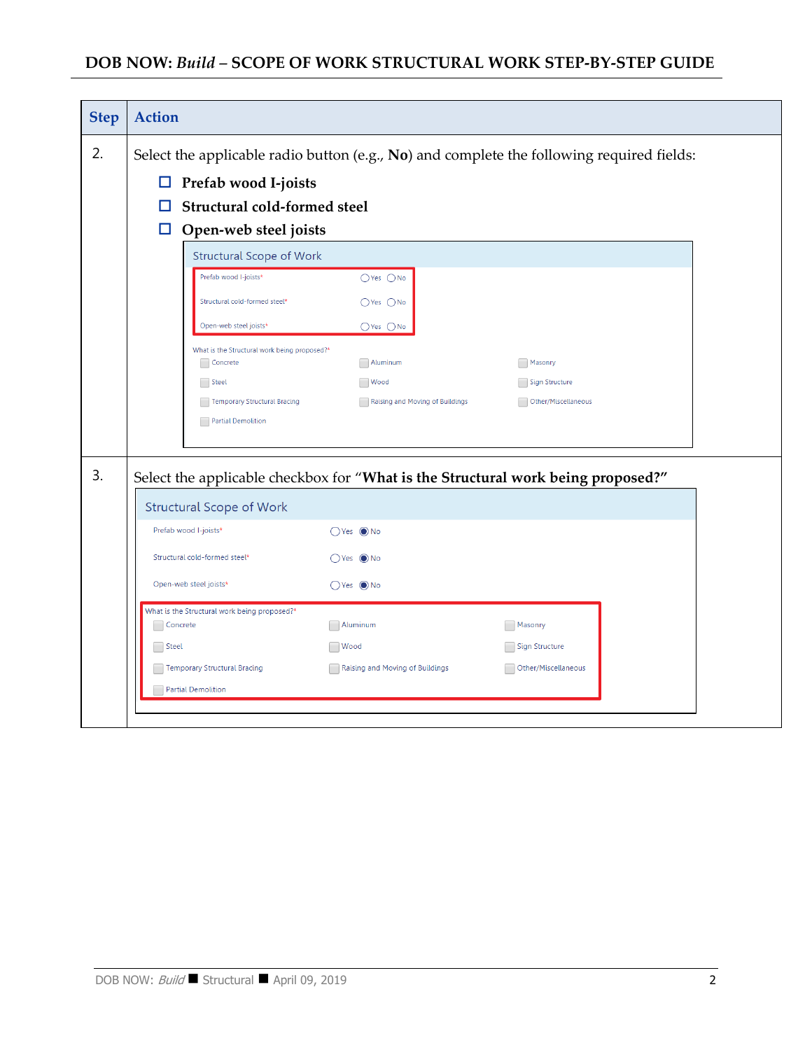| Step | Action |
|---|---|
| 2. | Select the applicable radio button (e.g., **No**) and complete the following required fields:<br>☐ **Prefab wood I-joists**<br>☐ **Structural cold-formed steel**<br>☐ **Open-web steel joists** |
| 3. | Select the applicable checkbox for "**What is the Structural work being proposed?**" |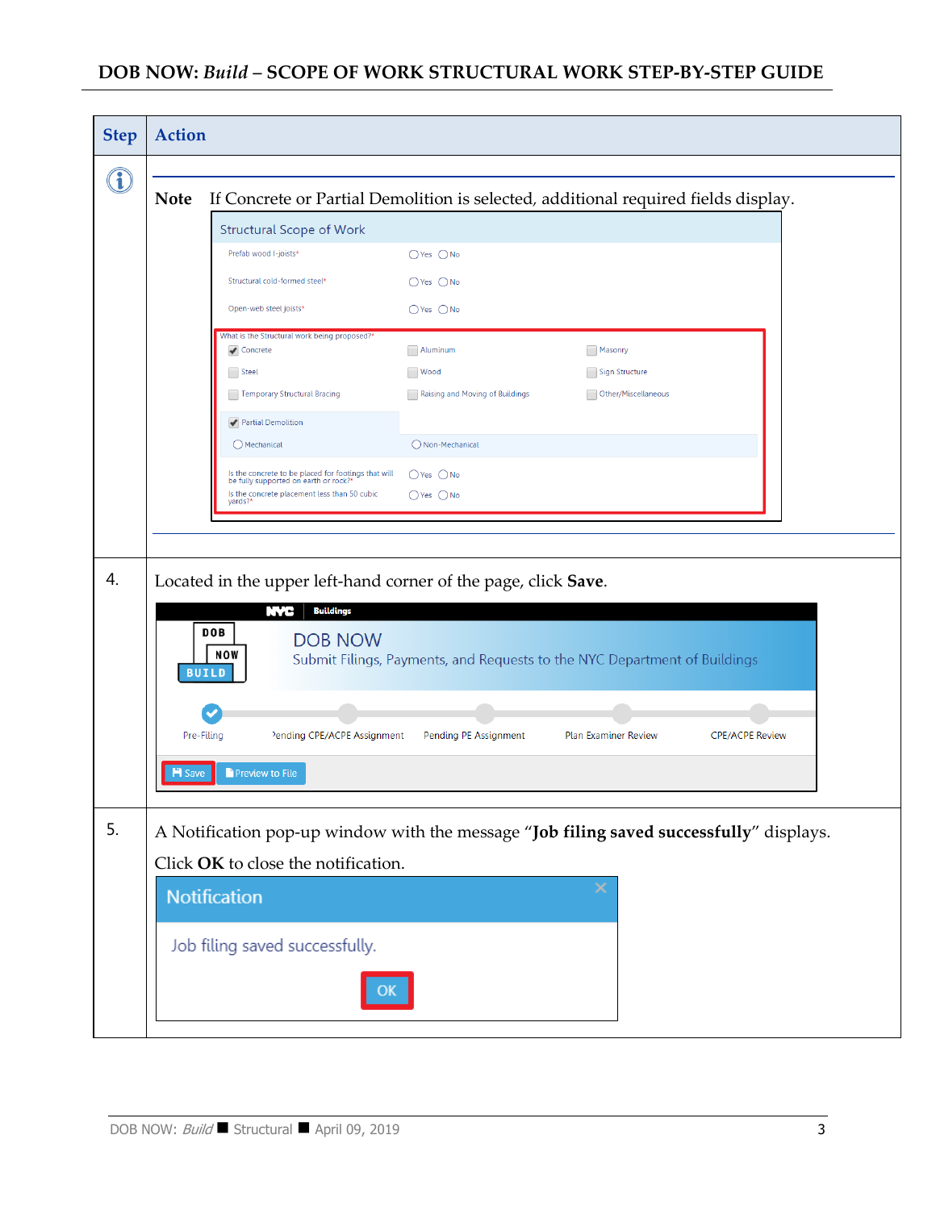| Step | Action |
|---|---|
| ℹ | **Note** If Concrete or Partial Demolition is selected, additional required fields display. |
| 4. | Located in the upper left-hand corner of the page, click **Save**. |
| 5. | A Notification pop-up window with the message "**Job filing saved successfully**" displays. Click **OK** to close the notification. |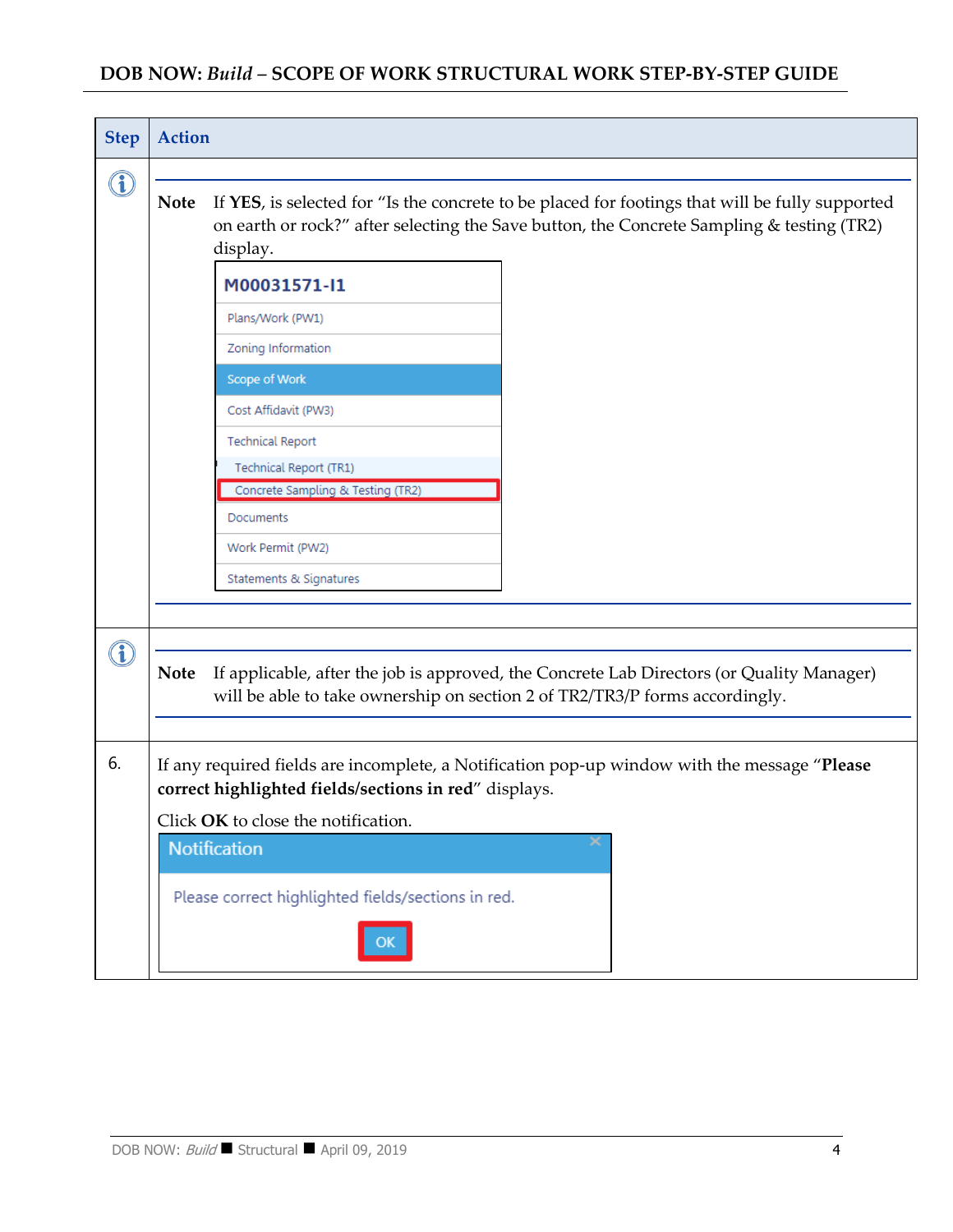| Step | Action |
| --- | --- |
| ⓘ | **Note** If **YES**, is selected for "Is the concrete to be placed for footings that will be fully supported on earth or rock?" after selecting the Save button, the Concrete Sampling & testing (TR2) display.<br><br>**M00031571-I1**<br>Plans/Work (PW1)<br>Zoning Information<br>Scope of Work<br>Cost Affidavit (PW3)<br>Technical Report<br>Technical Report (TR1)<br>Concrete Sampling & Testing (TR2)<br>Documents<br>Work Permit (PW2)<br>Statements & Signatures |
| ⓘ | **Note** If applicable, after the job is approved, the Concrete Lab Directors (or Quality Manager) will be able to take ownership on section 2 of TR2/TR3/P forms accordingly. |
| 6. | If any required fields are incomplete, a Notification pop-up window with the message "**Please correct highlighted fields/sections in red**" displays.<br><br>Click **OK** to close the notification.<br><br>**Notification**<br>Please correct highlighted fields/sections in red.<br>OK |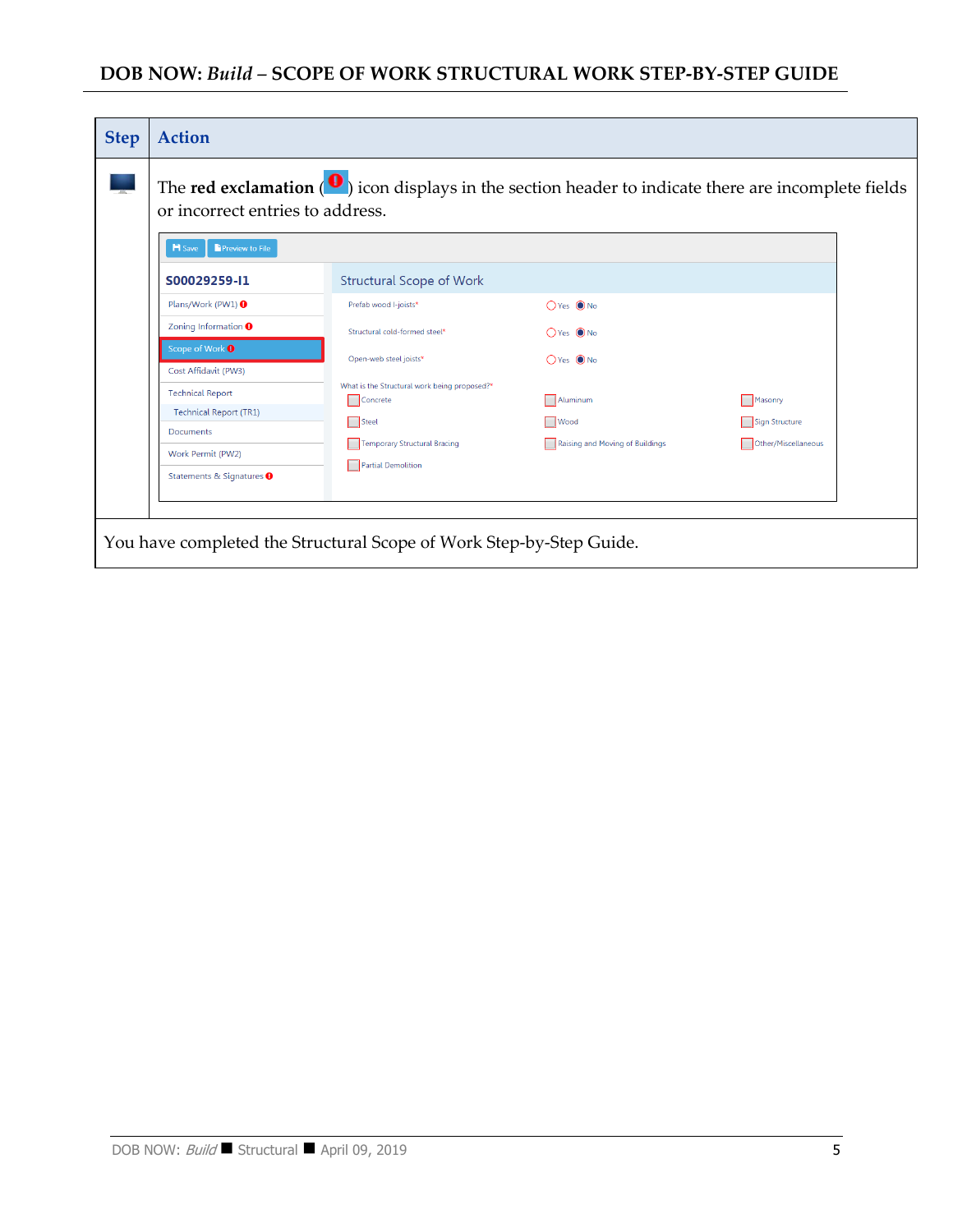| Step | Action |
|---|---|
| | The **red exclamation** ( ) icon displays in the section header to indicate there are incomplete fields or incorrect entries to address. |
| You have completed the Structural Scope of Work Step-by-Step Guide. | |